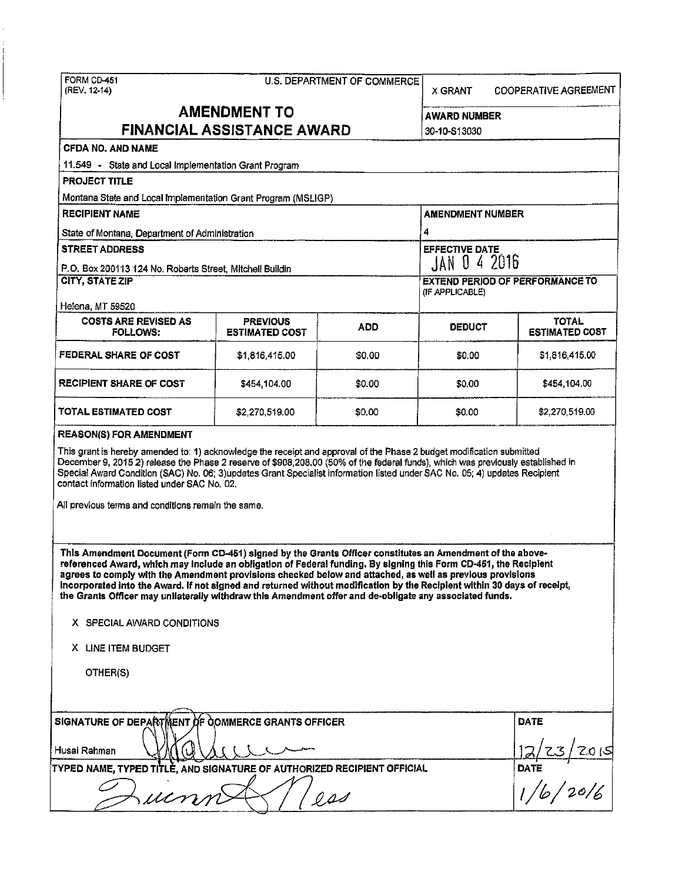FORM CD-451
(REV. 12-14)

U.S. DEPARTMENT OF COMMERCE

X GRANT COOPERATIVE AGREEMENT

# AMENDMENT TO FINANCIAL ASSISTANCE AWARD

**AWARD NUMBER**
30-10-S13030

**CFDA NO. AND NAME**
11.549 - State and Local Implementation Grant Program

**PROJECT TITLE**
Montana State and Local Implementation Grant Program (MSLIGP)

**RECIPIENT NAME**
State of Montana, Department of Administration

**AMENDMENT NUMBER**
4

**STREET ADDRESS**
P.O. Box 200113 124 No. Roberts Street, Mitchell Buildin

**EFFECTIVE DATE**
JAN 0 4 2016

**CITY, STATE ZIP**
Helena, MT 59520

**EXTEND PERIOD OF PERFORMANCE TO** (IF APPLICABLE)

| COSTS ARE REVISED AS FOLLOWS: | PREVIOUS ESTIMATED COST | ADD | DEDUCT | TOTAL ESTIMATED COST |
|---|---|---|---|---|
| FEDERAL SHARE OF COST | $1,816,415.00 | $0.00 | $0.00 | $1,816,415.00 |
| RECIPIENT SHARE OF COST | $454,104.00 | $0.00 | $0.00 | $454,104.00 |
| TOTAL ESTIMATED COST | $2,270,519.00 | $0.00 | $0.00 | $2,270,519.00 |

**REASON(S) FOR AMENDMENT**

This grant is hereby amended to: 1) acknowledge the receipt and approval of the Phase 2 budget modification submitted December 9, 2015 2) release the Phase 2 reserve of $908,208.00 (50% of the federal funds), which was previously established in Special Award Condition (SAC) No. 06; 3)updates Grant Specialist information listed under SAC No. 05; 4) updates Recipient contact information listed under SAC No. 02.

All previous terms and conditions remain the same.

**This Amendment Document (Form CD-451) signed by the Grants Officer constitutes an Amendment of the above-referenced Award, which may include an obligation of Federal funding. By signing this Form CD-451, the Recipient agrees to comply with the Amendment provisions checked below and attached, as well as previous provisions incorporated into the Award. If not signed and returned without modification by the Recipient within 30 days of receipt, the Grants Officer may unilaterally withdraw this Amendment offer and de-obligate any associated funds.**

X SPECIAL AWARD CONDITIONS

X LINE ITEM BUDGET

OTHER(S)

**SIGNATURE OF DEPARTMENT OF COMMERCE GRANTS OFFICER**
Husai Rahman

**DATE**
12/23/2015

**TYPED NAME, TYPED TITLE, AND SIGNATURE OF AUTHORIZED RECIPIENT OFFICIAL**

**DATE**
1/6/2016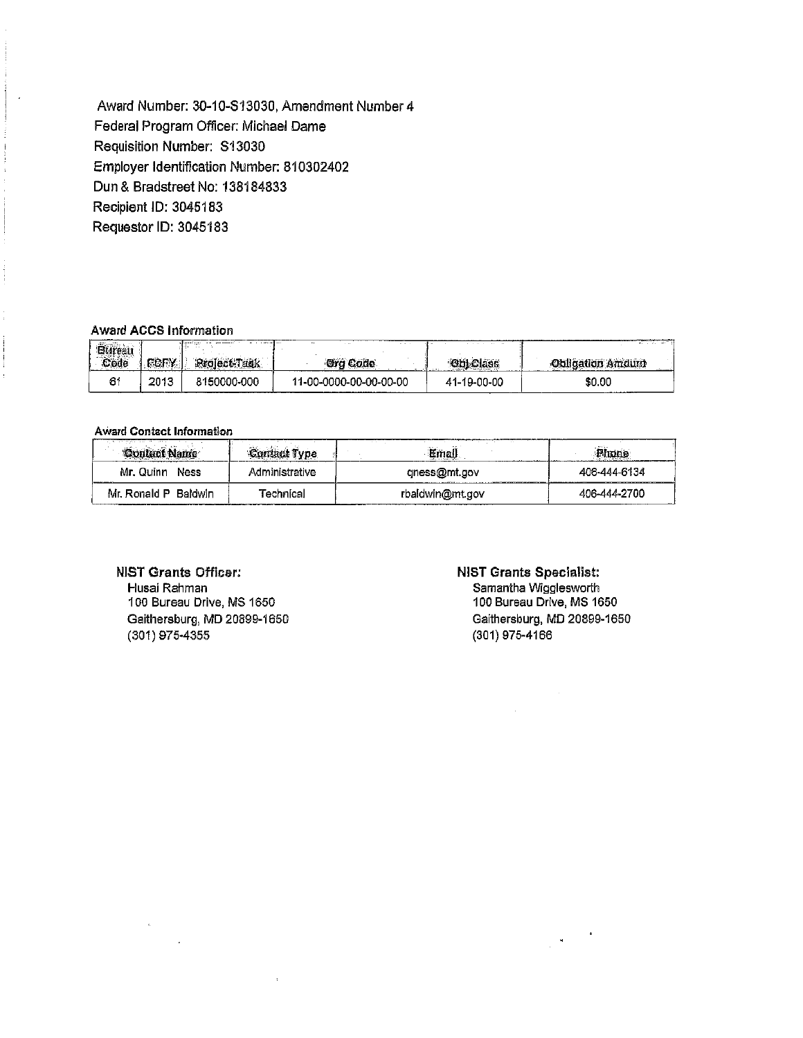Award Number: 30-10-S13030, Amendment Number 4
Federal Program Officer: Michael Dame
Requisition Number: S13030
Employer Identification Number: 810302402
Dun & Bradstreet No: 138184833
Recipient ID: 3045183
Requestor ID: 3045183

**Award ACCS Information**

| Bureau Code | FCFY | Project-Task | Org Code | Obj Class | Obligation Amount |
|---|---|---|---|---|---|
| 61 | 2013 | 8150000-000 | 11-00-0000-00-00-00-00 | 41-19-00-00 | $0.00 |

**Award Contact Information**

| Contact Name | Contact Type | Email | Phone |
|---|---|---|---|
| Mr. Quinn Ness | Administrative | qness@mt.gov | 406-444-6134 |
| Mr. Ronald P Baldwin | Technical | rbaldwin@mt.gov | 406-444-2700 |

**NIST Grants Officer:**
Husai Rahman
100 Bureau Drive, MS 1650
Gaithersburg, MD 20899-1650
(301) 975-4355

**NIST Grants Specialist:**
Samantha Wigglesworth
100 Bureau Drive, MS 1650
Gaithersburg, MD 20899-1650
(301) 975-4166